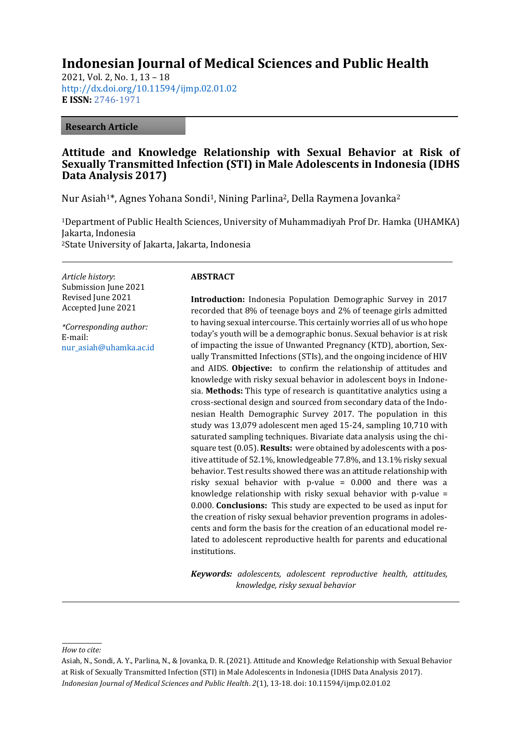# Indonesian Journal of Medical Sciences and Public Health

2021, Vol. 2, No. 1, 13 – 18
http://dx.doi.org/10.11594/ijmp.02.01.02
**E ISSN:** 2746-1971

**Research Article**

## Attitude and Knowledge Relationship with Sexual Behavior at Risk of Sexually Transmitted Infection (STI) in Male Adolescents in Indonesia (IDHS Data Analysis 2017)

Nur Asiah[1]*, Agnes Yohana Sondi[1], Nining Parlina[2], Della Raymena Jovanka[2]

[1]Department of Public Health Sciences, University of Muhammadiyah Prof Dr. Hamka (UHAMKA) Jakarta, Indonesia
[2]State University of Jakarta, Jakarta, Indonesia

*Article history*:
Submission June 2021
Revised June 2021
Accepted June 2021

*\*Corresponding author:*
E-mail:
nur_asiah@uhamka.ac.id

### ABSTRACT

**Introduction:** Indonesia Population Demographic Survey in 2017 recorded that 8% of teenage boys and 2% of teenage girls admitted to having sexual intercourse. This certainly worries all of us who hope today's youth will be a demographic bonus. Sexual behavior is at risk of impacting the issue of Unwanted Pregnancy (KTD), abortion, Sexually Transmitted Infections (STIs), and the ongoing incidence of HIV and AIDS. **Objective:** to confirm the relationship of attitudes and knowledge with risky sexual behavior in adolescent boys in Indonesia. **Methods:** This type of research is quantitative analytics using a cross-sectional design and sourced from secondary data of the Indonesian Health Demographic Survey 2017. The population in this study was 13,079 adolescent men aged 15-24, sampling 10,710 with saturated sampling techniques. Bivariate data analysis using the chi-square test (0.05). **Results:** were obtained by adolescents with a positive attitude of 52.1%, knowledgeable 77.8%, and 13.1% risky sexual behavior. Test results showed there was an attitude relationship with risky sexual behavior with p-value = 0.000 and there was a knowledge relationship with risky sexual behavior with p-value = 0.000. **Conclusions:** This study are expected to be used as input for the creation of risky sexual behavior prevention programs in adolescents and form the basis for the creation of an educational model related to adolescent reproductive health for parents and educational institutions.

***Keywords:*** *adolescents, adolescent reproductive health, attitudes, knowledge, risky sexual behavior*

*How to cite:*
Asiah, N., Sondi, A. Y., Parlina, N., & Jovanka, D. R. (2021). Attitude and Knowledge Relationship with Sexual Behavior at Risk of Sexually Transmitted Infection (STI) in Male Adolescents in Indonesia (IDHS Data Analysis 2017). *Indonesian Journal of Medical Sciences and Public Health*. *2*(1), 13-18. doi: 10.11594/ijmp.02.01.02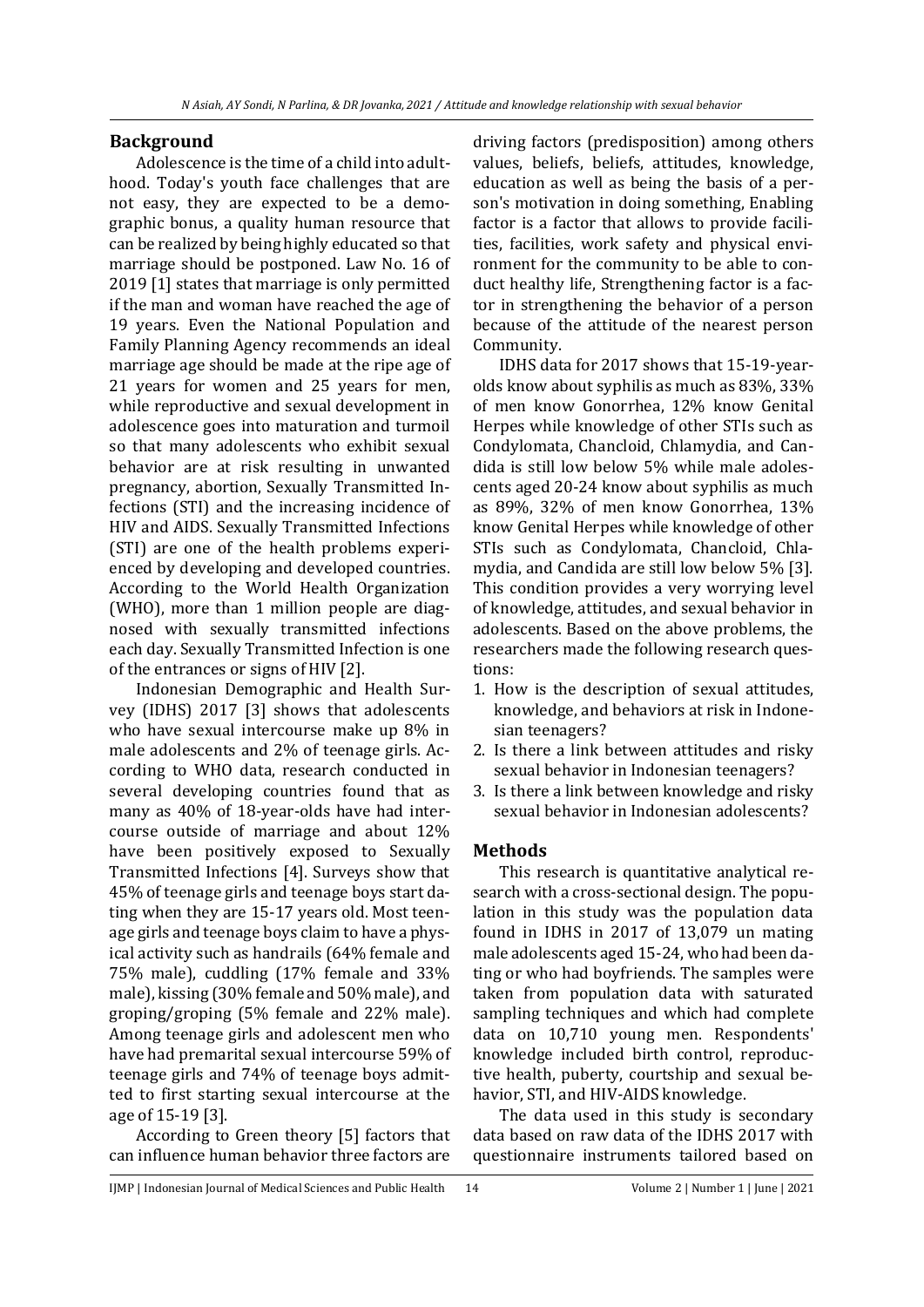## Background

Adolescence is the time of a child into adulthood. Today's youth face challenges that are not easy, they are expected to be a demographic bonus, a quality human resource that can be realized by being highly educated so that marriage should be postponed. Law No. 16 of 2019 [1] states that marriage is only permitted if the man and woman have reached the age of 19 years. Even the National Population and Family Planning Agency recommends an ideal marriage age should be made at the ripe age of 21 years for women and 25 years for men, while reproductive and sexual development in adolescence goes into maturation and turmoil so that many adolescents who exhibit sexual behavior are at risk resulting in unwanted pregnancy, abortion, Sexually Transmitted Infections (STI) and the increasing incidence of HIV and AIDS. Sexually Transmitted Infections (STI) are one of the health problems experienced by developing and developed countries. According to the World Health Organization (WHO), more than 1 million people are diagnosed with sexually transmitted infections each day. Sexually Transmitted Infection is one of the entrances or signs of HIV [2].

Indonesian Demographic and Health Survey (IDHS) 2017 [3] shows that adolescents who have sexual intercourse make up 8% in male adolescents and 2% of teenage girls. According to WHO data, research conducted in several developing countries found that as many as 40% of 18-year-olds have had intercourse outside of marriage and about 12% have been positively exposed to Sexually Transmitted Infections [4]. Surveys show that 45% of teenage girls and teenage boys start dating when they are 15-17 years old. Most teenage girls and teenage boys claim to have a physical activity such as handrails (64% female and 75% male), cuddling (17% female and 33% male), kissing (30% female and 50% male), and groping/groping (5% female and 22% male). Among teenage girls and adolescent men who have had premarital sexual intercourse 59% of teenage girls and 74% of teenage boys admitted to first starting sexual intercourse at the age of 15-19 [3].

According to Green theory [5] factors that can influence human behavior three factors are driving factors (predisposition) among others values, beliefs, beliefs, attitudes, knowledge, education as well as being the basis of a person's motivation in doing something, Enabling factor is a factor that allows to provide facilities, facilities, work safety and physical environment for the community to be able to conduct healthy life, Strengthening factor is a factor in strengthening the behavior of a person because of the attitude of the nearest person Community.

IDHS data for 2017 shows that 15-19-year-olds know about syphilis as much as 83%, 33% of men know Gonorrhea, 12% know Genital Herpes while knowledge of other STIs such as Condylomata, Chancloid, Chlamydia, and Candida is still low below 5% while male adolescents aged 20-24 know about syphilis as much as 89%, 32% of men know Gonorrhea, 13% know Genital Herpes while knowledge of other STIs such as Condylomata, Chancloid, Chlamydia, and Candida are still low below 5% [3]. This condition provides a very worrying level of knowledge, attitudes, and sexual behavior in adolescents. Based on the above problems, the researchers made the following research questions:

1. How is the description of sexual attitudes, knowledge, and behaviors at risk in Indonesian teenagers?
2. Is there a link between attitudes and risky sexual behavior in Indonesian teenagers?
3. Is there a link between knowledge and risky sexual behavior in Indonesian adolescents?

## Methods

This research is quantitative analytical research with a cross-sectional design. The population in this study was the population data found in IDHS in 2017 of 13,079 un mating male adolescents aged 15-24, who had been dating or who had boyfriends. The samples were taken from population data with saturated sampling techniques and which had complete data on 10,710 young men. Respondents' knowledge included birth control, reproductive health, puberty, courtship and sexual behavior, STI, and HIV-AIDS knowledge.

The data used in this study is secondary data based on raw data of the IDHS 2017 with questionnaire instruments tailored based on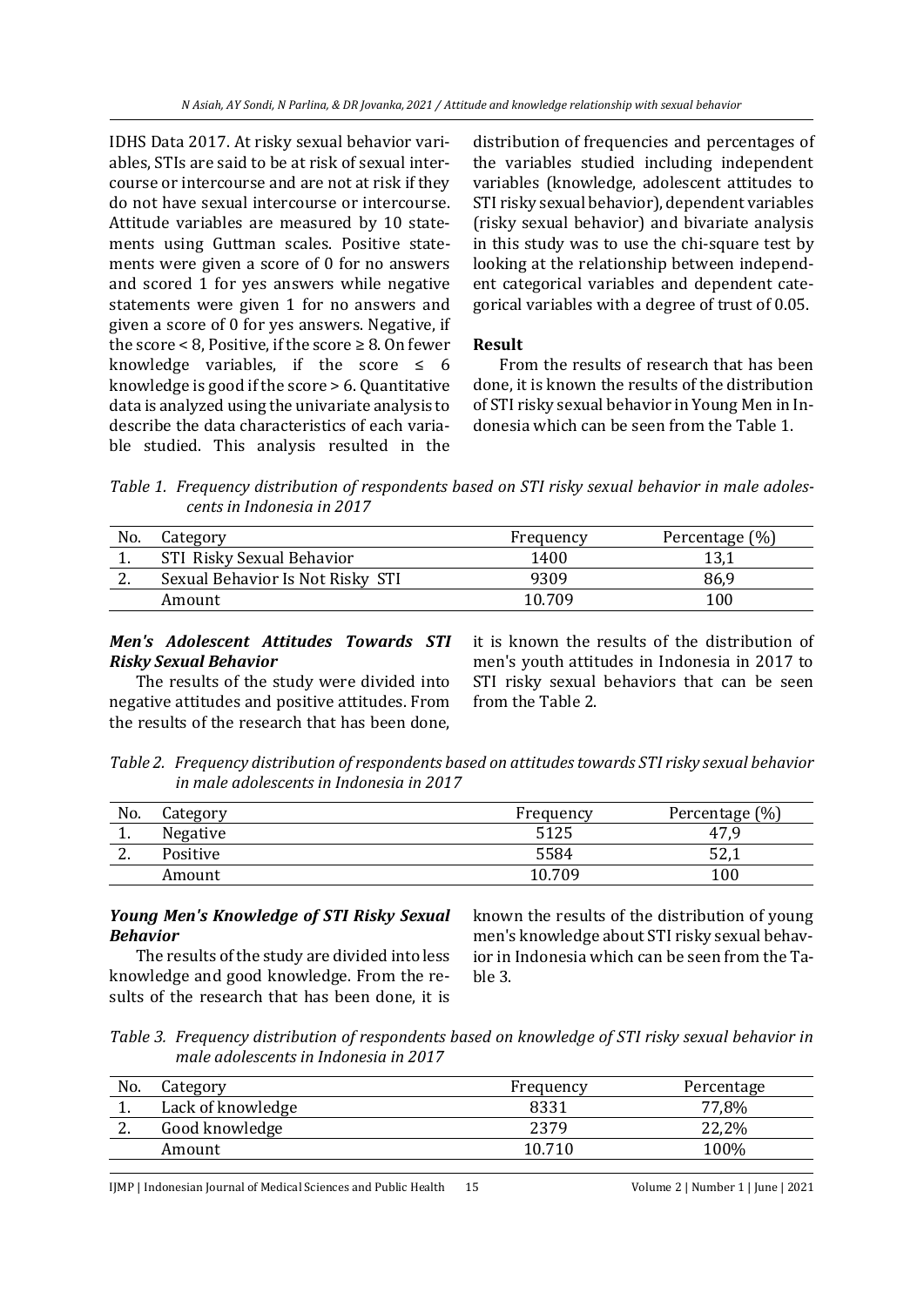IDHS Data 2017. At risky sexual behavior variables, STIs are said to be at risk of sexual intercourse or intercourse and are not at risk if they do not have sexual intercourse or intercourse. Attitude variables are measured by 10 statements using Guttman scales. Positive statements were given a score of 0 for no answers and scored 1 for yes answers while negative statements were given 1 for no answers and given a score of 0 for yes answers. Negative, if the score < 8, Positive, if the score ≥ 8. On fewer knowledge variables, if the score ≤ 6 knowledge is good if the score > 6. Quantitative data is analyzed using the univariate analysis to describe the data characteristics of each variable studied. This analysis resulted in the distribution of frequencies and percentages of the variables studied including independent variables (knowledge, adolescent attitudes to STI risky sexual behavior), dependent variables (risky sexual behavior) and bivariate analysis in this study was to use the chi-square test by looking at the relationship between independent categorical variables and dependent categorical variables with a degree of trust of 0.05.

## Result

From the results of research that has been done, it is known the results of the distribution of STI risky sexual behavior in Young Men in Indonesia which can be seen from the Table 1.

*Table 1. Frequency distribution of respondents based on STI risky sexual behavior in male adolescents in Indonesia in 2017*

| No. | Category | Frequency | Percentage (%) |
|---|---|---|---|
| 1. | STI Risky Sexual Behavior | 1400 | 13,1 |
| 2. | Sexual Behavior Is Not Risky STI | 9309 | 86,9 |
| | Amount | 10.709 | 100 |

### *Men's Adolescent Attitudes Towards STI Risky Sexual Behavior*

The results of the study were divided into negative attitudes and positive attitudes. From the results of the research that has been done, it is known the results of the distribution of men's youth attitudes in Indonesia in 2017 to STI risky sexual behaviors that can be seen from the Table 2.

*Table 2. Frequency distribution of respondents based on attitudes towards STI risky sexual behavior in male adolescents in Indonesia in 2017*

| No. | Category | Frequency | Percentage (%) |
|---|---|---|---|
| 1. | Negative | 5125 | 47,9 |
| 2. | Positive | 5584 | 52,1 |
| | Amount | 10.709 | 100 |

### *Young Men's Knowledge of STI Risky Sexual Behavior*

The results of the study are divided into less knowledge and good knowledge. From the results of the research that has been done, it is known the results of the distribution of young men's knowledge about STI risky sexual behavior in Indonesia which can be seen from the Table 3.

*Table 3. Frequency distribution of respondents based on knowledge of STI risky sexual behavior in male adolescents in Indonesia in 2017*

| No. | Category | Frequency | Percentage |
|---|---|---|---|
| 1. | Lack of knowledge | 8331 | 77,8% |
| 2. | Good knowledge | 2379 | 22,2% |
| | Amount | 10.710 | 100% |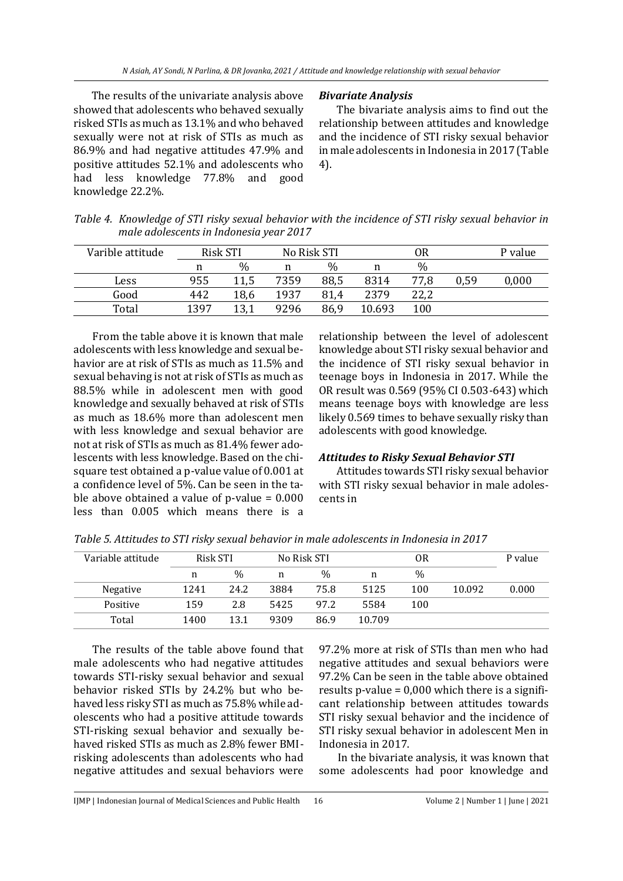The results of the univariate analysis above showed that adolescents who behaved sexually risked STIs as much as 13.1% and who behaved sexually were not at risk of STIs as much as 86.9% and had negative attitudes 47.9% and positive attitudes 52.1% and adolescents who had less knowledge 77.8% and good knowledge 22.2%.

### *Bivariate Analysis*

The bivariate analysis aims to find out the relationship between attitudes and knowledge and the incidence of STI risky sexual behavior in male adolescents in Indonesia in 2017 (Table 4).

*Table 4. Knowledge of STI risky sexual behavior with the incidence of STI risky sexual behavior in male adolescents in Indonesia year 2017*

| Varible attitude | Risk STI | | No Risk STI | | | OR | | P value |
|---|---|---|---|---|---|---|---|---|
| | n | % | n | % | n | % | | |
| Less | 955 | 11,5 | 7359 | 88,5 | 8314 | 77,8 | 0,59 | 0,000 |
| Good | 442 | 18,6 | 1937 | 81,4 | 2379 | 22,2 | | |
| Total | 1397 | 13,1 | 9296 | 86,9 | 10.693 | 100 | | |

From the table above it is known that male adolescents with less knowledge and sexual behavior are at risk of STIs as much as 11.5% and sexual behaving is not at risk of STIs as much as 88.5% while in adolescent men with good knowledge and sexually behaved at risk of STIs as much as 18.6% more than adolescent men with less knowledge and sexual behavior are not at risk of STIs as much as 81.4% fewer adolescents with less knowledge. Based on the chi-square test obtained a p-value value of 0.001 at a confidence level of 5%. Can be seen in the table above obtained a value of p-value = 0.000 less than 0.005 which means there is a relationship between the level of adolescent knowledge about STI risky sexual behavior and the incidence of STI risky sexual behavior in teenage boys in Indonesia in 2017. While the OR result was 0.569 (95% CI 0.503-643) which means teenage boys with knowledge are less likely 0.569 times to behave sexually risky than adolescents with good knowledge.

### *Attitudes to Risky Sexual Behavior STI*

Attitudes towards STI risky sexual behavior with STI risky sexual behavior in male adolescents in

*Table 5. Attitudes to STI risky sexual behavior in male adolescents in Indonesia in 2017*

| Variable attitude | Risk STI | | No Risk STI | | | OR | | P value |
|---|---|---|---|---|---|---|---|---|
| | n | % | n | % | n | % | | |
| Negative | 1241 | 24.2 | 3884 | 75.8 | 5125 | 100 | 10.092 | 0.000 |
| Positive | 159 | 2.8 | 5425 | 97.2 | 5584 | 100 | | |
| Total | 1400 | 13.1 | 9309 | 86.9 | 10.709 | | | |

The results of the table above found that male adolescents who had negative attitudes towards STI-risky sexual behavior and sexual behavior risked STIs by 24.2% but who behaved less risky STI as much as 75.8% while adolescents who had a positive attitude towards STI-risking sexual behavior and sexually behaved risked STIs as much as 2.8% fewer BMI-risking adolescents than adolescents who had negative attitudes and sexual behaviors were 97.2% more at risk of STIs than men who had negative attitudes and sexual behaviors were 97.2% Can be seen in the table above obtained results p-value = 0,000 which there is a significant relationship between attitudes towards STI risky sexual behavior and the incidence of STI risky sexual behavior in adolescent Men in Indonesia in 2017.

In the bivariate analysis, it was known that some adolescents had poor knowledge and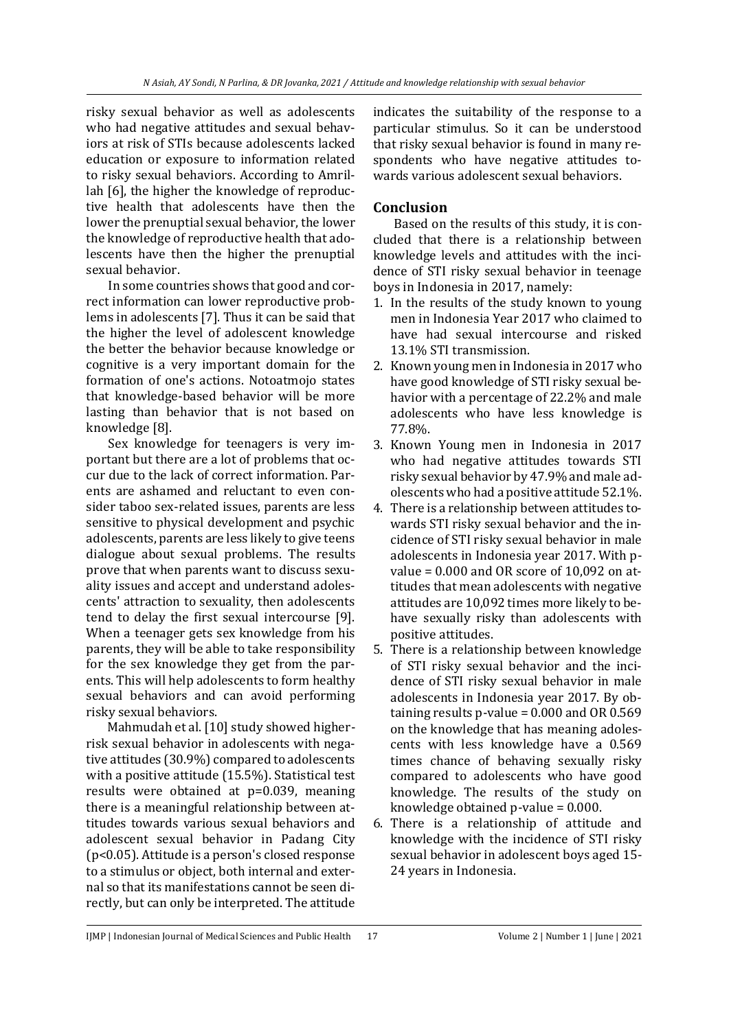risky sexual behavior as well as adolescents who had negative attitudes and sexual behaviors at risk of STIs because adolescents lacked education or exposure to information related to risky sexual behaviors. According to Amrillah [6], the higher the knowledge of reproductive health that adolescents have then the lower the prenuptial sexual behavior, the lower the knowledge of reproductive health that adolescents have then the higher the prenuptial sexual behavior.

In some countries shows that good and correct information can lower reproductive problems in adolescents [7]. Thus it can be said that the higher the level of adolescent knowledge the better the behavior because knowledge or cognitive is a very important domain for the formation of one's actions. Notoatmojo states that knowledge-based behavior will be more lasting than behavior that is not based on knowledge [8].

Sex knowledge for teenagers is very important but there are a lot of problems that occur due to the lack of correct information. Parents are ashamed and reluctant to even consider taboo sex-related issues, parents are less sensitive to physical development and psychic adolescents, parents are less likely to give teens dialogue about sexual problems. The results prove that when parents want to discuss sexuality issues and accept and understand adolescents' attraction to sexuality, then adolescents tend to delay the first sexual intercourse [9]. When a teenager gets sex knowledge from his parents, they will be able to take responsibility for the sex knowledge they get from the parents. This will help adolescents to form healthy sexual behaviors and can avoid performing risky sexual behaviors.

Mahmudah et al. [10] study showed higher-risk sexual behavior in adolescents with negative attitudes (30.9%) compared to adolescents with a positive attitude (15.5%). Statistical test results were obtained at p=0.039, meaning there is a meaningful relationship between attitudes towards various sexual behaviors and adolescent sexual behavior in Padang City ($p<0.05$). Attitude is a person's closed response to a stimulus or object, both internal and external so that its manifestations cannot be seen directly, but can only be interpreted. The attitude indicates the suitability of the response to a particular stimulus. So it can be understood that risky sexual behavior is found in many respondents who have negative attitudes towards various adolescent sexual behaviors.

## Conclusion

Based on the results of this study, it is concluded that there is a relationship between knowledge levels and attitudes with the incidence of STI risky sexual behavior in teenage boys in Indonesia in 2017, namely:

1. In the results of the study known to young men in Indonesia Year 2017 who claimed to have had sexual intercourse and risked 13.1% STI transmission.
2. Known young men in Indonesia in 2017 who have good knowledge of STI risky sexual behavior with a percentage of 22.2% and male adolescents who have less knowledge is 77.8%.
3. Known Young men in Indonesia in 2017 who had negative attitudes towards STI risky sexual behavior by 47.9% and male adolescents who had a positive attitude 52.1%.
4. There is a relationship between attitudes towards STI risky sexual behavior and the incidence of STI risky sexual behavior in male adolescents in Indonesia year 2017. With p-value = 0.000 and OR score of 10,092 on attitudes that mean adolescents with negative attitudes are 10,092 times more likely to behave sexually risky than adolescents with positive attitudes.
5. There is a relationship between knowledge of STI risky sexual behavior and the incidence of STI risky sexual behavior in male adolescents in Indonesia year 2017. By obtaining results p-value = 0.000 and OR 0.569 on the knowledge that has meaning adolescents with less knowledge have a 0.569 times chance of behaving sexually risky compared to adolescents who have good knowledge. The results of the study on knowledge obtained p-value = 0.000.
6. There is a relationship of attitude and knowledge with the incidence of STI risky sexual behavior in adolescent boys aged 15-24 years in Indonesia.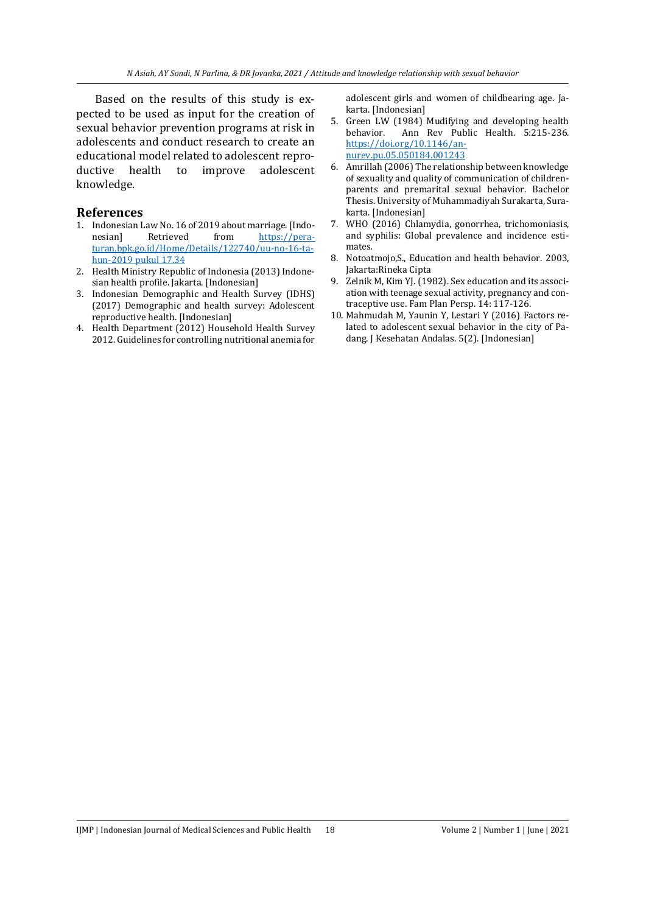Based on the results of this study is expected to be used as input for the creation of sexual behavior prevention programs at risk in adolescents and conduct research to create an educational model related to adolescent reproductive health to improve adolescent knowledge.

## References

1. Indonesian Law No. 16 of 2019 about marriage. [Indonesian] Retrieved from https://peraturan.bpk.go.id/Home/Details/122740/uu-no-16-tahun-2019 pukul 17.34
2. Health Ministry Republic of Indonesia (2013) Indonesian health profile. Jakarta. [Indonesian]
3. Indonesian Demographic and Health Survey (IDHS) (2017) Demographic and health survey: Adolescent reproductive health. [Indonesian]
4. Health Department (2012) Household Health Survey 2012. Guidelines for controlling nutritional anemia for adolescent girls and women of childbearing age. Jakarta. [Indonesian]
5. Green LW (1984) Mudifying and developing health behavior. Ann Rev Public Health. 5:215-236. https://doi.org/10.1146/annurev.pu.05.050184.001243
6. Amrillah (2006) The relationship between knowledge of sexuality and quality of communication of children-parents and premarital sexual behavior. Bachelor Thesis. University of Muhammadiyah Surakarta, Surakarta. [Indonesian]
7. WHO (2016) Chlamydia, gonorrhea, trichomoniasis, and syphilis: Global prevalence and incidence estimates.
8. Notoatmojo,S., Education and health behavior. 2003, Jakarta:Rineka Cipta
9. Zelnik M, Kim YJ. (1982). Sex education and its association with teenage sexual activity, pregnancy and contraceptive use. Fam Plan Persp. 14: 117-126.
10. Mahmudah M, Yaunin Y, Lestari Y (2016) Factors related to adolescent sexual behavior in the city of Padang. J Kesehatan Andalas. 5(2). [Indonesian]